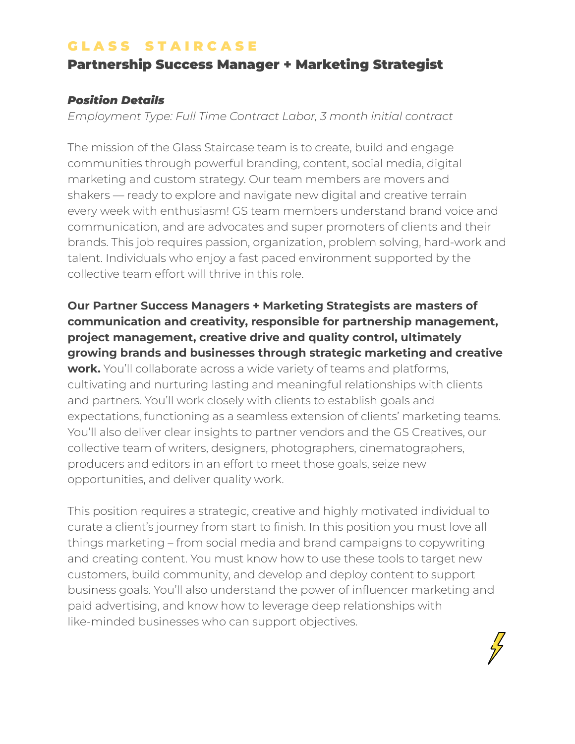# G L A S S   S T A I R C A S E

## Partnership Success Manager + Marketing Strategist

***Position Details***

*Employment Type: Full Time Contract Labor, 3 month initial contract*

The mission of the Glass Staircase team is to create, build and engage communities through powerful branding, content, social media, digital marketing and custom strategy. Our team members are movers and shakers — ready to explore and navigate new digital and creative terrain every week with enthusiasm! GS team members understand brand voice and communication, and are advocates and super promoters of clients and their brands. This job requires passion, organization, problem solving, hard-work and talent. Individuals who enjoy a fast paced environment supported by the collective team effort will thrive in this role.

**Our Partner Success Managers + Marketing Strategists are masters of communication and creativity, responsible for partnership management, project management, creative drive and quality control, ultimately growing brands and businesses through strategic marketing and creative work.** You'll collaborate across a wide variety of teams and platforms, cultivating and nurturing lasting and meaningful relationships with clients and partners. You'll work closely with clients to establish goals and expectations, functioning as a seamless extension of clients' marketing teams. You'll also deliver clear insights to partner vendors and the GS Creatives, our collective team of writers, designers, photographers, cinematographers, producers and editors in an effort to meet those goals, seize new opportunities, and deliver quality work.

This position requires a strategic, creative and highly motivated individual to curate a client's journey from start to finish. In this position you must love all things marketing – from social media and brand campaigns to copywriting and creating content. You must know how to use these tools to target new customers, build community, and develop and deploy content to support business goals. You'll also understand the power of influencer marketing and paid advertising, and know how to leverage deep relationships with like-minded businesses who can support objectives.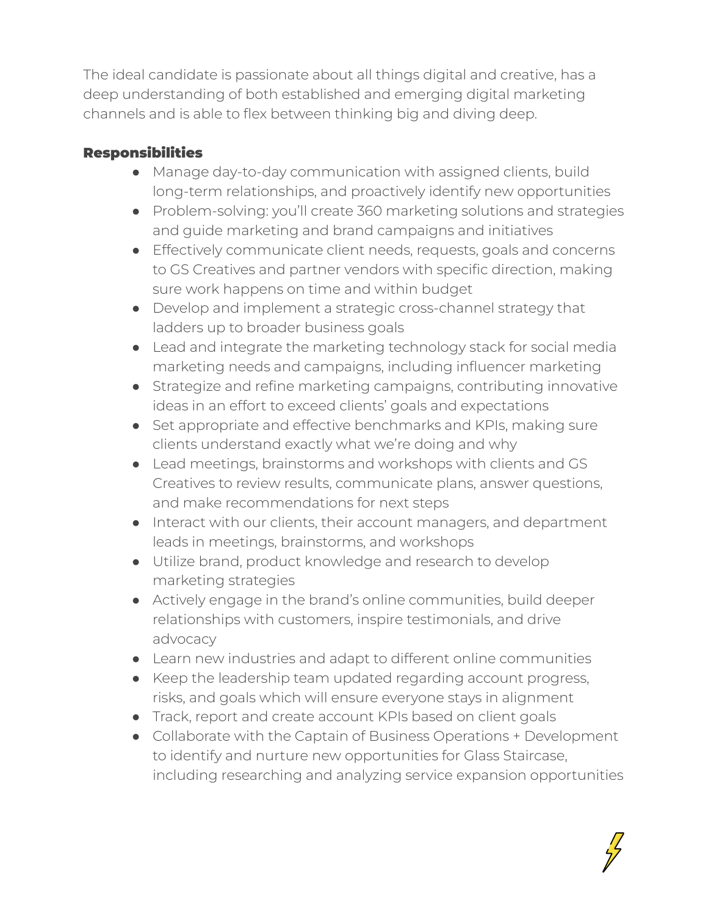The ideal candidate is passionate about all things digital and creative, has a deep understanding of both established and emerging digital marketing channels and is able to flex between thinking big and diving deep.

## Responsibilities

- Manage day-to-day communication with assigned clients, build long-term relationships, and proactively identify new opportunities
- Problem-solving: you'll create 360 marketing solutions and strategies and guide marketing and brand campaigns and initiatives
- Effectively communicate client needs, requests, goals and concerns to GS Creatives and partner vendors with specific direction, making sure work happens on time and within budget
- Develop and implement a strategic cross-channel strategy that ladders up to broader business goals
- Lead and integrate the marketing technology stack for social media marketing needs and campaigns, including influencer marketing
- Strategize and refine marketing campaigns, contributing innovative ideas in an effort to exceed clients' goals and expectations
- Set appropriate and effective benchmarks and KPIs, making sure clients understand exactly what we're doing and why
- Lead meetings, brainstorms and workshops with clients and GS Creatives to review results, communicate plans, answer questions, and make recommendations for next steps
- Interact with our clients, their account managers, and department leads in meetings, brainstorms, and workshops
- Utilize brand, product knowledge and research to develop marketing strategies
- Actively engage in the brand's online communities, build deeper relationships with customers, inspire testimonials, and drive advocacy
- Learn new industries and adapt to different online communities
- Keep the leadership team updated regarding account progress, risks, and goals which will ensure everyone stays in alignment
- Track, report and create account KPIs based on client goals
- Collaborate with the Captain of Business Operations + Development to identify and nurture new opportunities for Glass Staircase, including researching and analyzing service expansion opportunities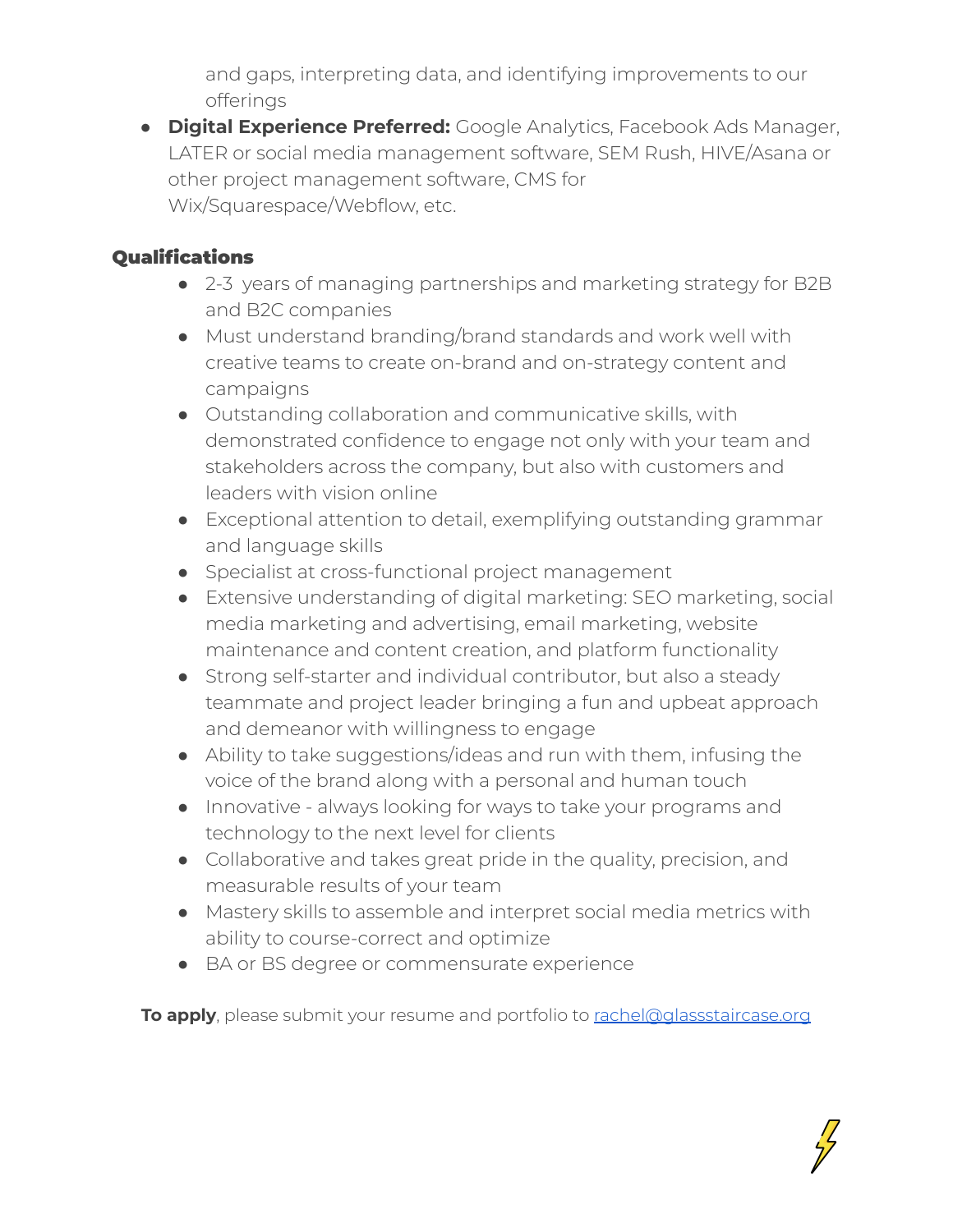and gaps, interpreting data, and identifying improvements to our offerings

- **Digital Experience Preferred:** Google Analytics, Facebook Ads Manager, LATER or social media management software, SEM Rush, HIVE/Asana or other project management software, CMS for Wix/Squarespace/Webflow, etc.

## Qualifications

- 2-3 years of managing partnerships and marketing strategy for B2B and B2C companies
- Must understand branding/brand standards and work well with creative teams to create on-brand and on-strategy content and campaigns
- Outstanding collaboration and communicative skills, with demonstrated confidence to engage not only with your team and stakeholders across the company, but also with customers and leaders with vision online
- Exceptional attention to detail, exemplifying outstanding grammar and language skills
- Specialist at cross-functional project management
- Extensive understanding of digital marketing: SEO marketing, social media marketing and advertising, email marketing, website maintenance and content creation, and platform functionality
- Strong self-starter and individual contributor, but also a steady teammate and project leader bringing a fun and upbeat approach and demeanor with willingness to engage
- Ability to take suggestions/ideas and run with them, infusing the voice of the brand along with a personal and human touch
- Innovative - always looking for ways to take your programs and technology to the next level for clients
- Collaborative and takes great pride in the quality, precision, and measurable results of your team
- Mastery skills to assemble and interpret social media metrics with ability to course-correct and optimize
- BA or BS degree or commensurate experience

**To apply**, please submit your resume and portfolio to [rachel@glassstaircase.org](mailto:rachel@glassstaircase.org)